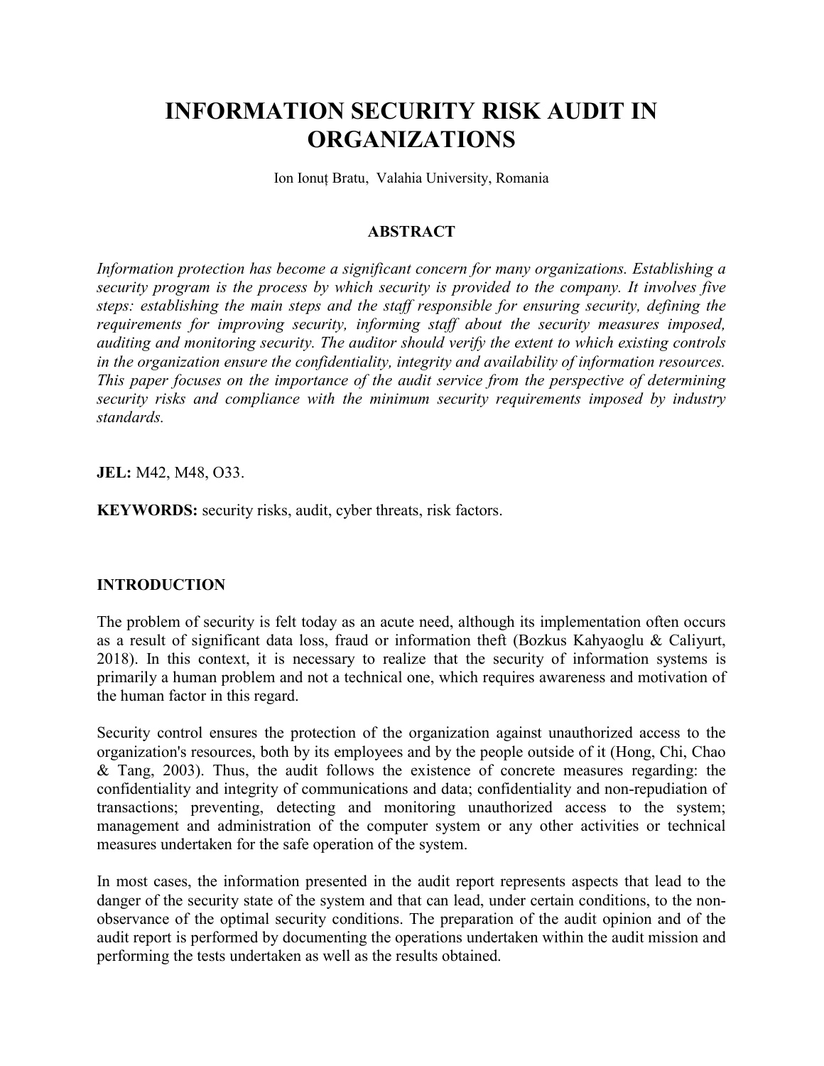# INFORMATION SECURITY RISK AUDIT IN ORGANIZATIONS

Ion Ionuț Bratu, Valahia University, Romania

## ABSTRACT

*Information protection has become a significant concern for many organizations. Establishing a security program is the process by which security is provided to the company. It involves five steps: establishing the main steps and the staff responsible for ensuring security, defining the requirements for improving security, informing staff about the security measures imposed, auditing and monitoring security. The auditor should verify the extent to which existing controls in the organization ensure the confidentiality, integrity and availability of information resources. This paper focuses on the importance of the audit service from the perspective of determining security risks and compliance with the minimum security requirements imposed by industry standards.*

**JEL:** M42, M48, O33.

**KEYWORDS:** security risks, audit, cyber threats, risk factors.

## INTRODUCTION

The problem of security is felt today as an acute need, although its implementation often occurs as a result of significant data loss, fraud or information theft (Bozkus Kahyaoglu & Caliyurt, 2018). In this context, it is necessary to realize that the security of information systems is primarily a human problem and not a technical one, which requires awareness and motivation of the human factor in this regard.

Security control ensures the protection of the organization against unauthorized access to the organization's resources, both by its employees and by the people outside of it (Hong, Chi, Chao & Tang, 2003). Thus, the audit follows the existence of concrete measures regarding: the confidentiality and integrity of communications and data; confidentiality and non-repudiation of transactions; preventing, detecting and monitoring unauthorized access to the system; management and administration of the computer system or any other activities or technical measures undertaken for the safe operation of the system.

In most cases, the information presented in the audit report represents aspects that lead to the danger of the security state of the system and that can lead, under certain conditions, to the non-observance of the optimal security conditions. The preparation of the audit opinion and of the audit report is performed by documenting the operations undertaken within the audit mission and performing the tests undertaken as well as the results obtained.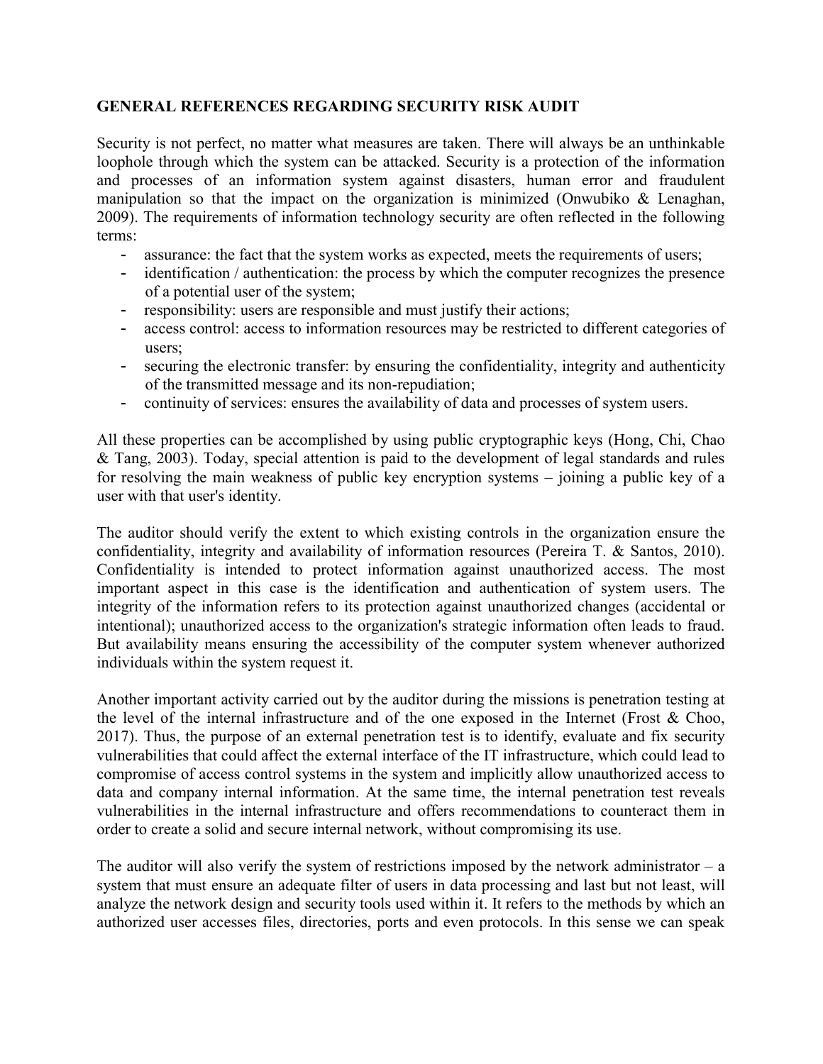**GENERAL REFERENCES REGARDING SECURITY RISK AUDIT**

Security is not perfect, no matter what measures are taken. There will always be an unthinkable loophole through which the system can be attacked. Security is a protection of the information and processes of an information system against disasters, human error and fraudulent manipulation so that the impact on the organization is minimized (Onwubiko & Lenaghan, 2009). The requirements of information technology security are often reflected in the following terms:

- assurance: the fact that the system works as expected, meets the requirements of users;
- identification / authentication: the process by which the computer recognizes the presence of a potential user of the system;
- responsibility: users are responsible and must justify their actions;
- access control: access to information resources may be restricted to different categories of users;
- securing the electronic transfer: by ensuring the confidentiality, integrity and authenticity of the transmitted message and its non-repudiation;
- continuity of services: ensures the availability of data and processes of system users.

All these properties can be accomplished by using public cryptographic keys (Hong, Chi, Chao & Tang, 2003). Today, special attention is paid to the development of legal standards and rules for resolving the main weakness of public key encryption systems – joining a public key of a user with that user's identity.

The auditor should verify the extent to which existing controls in the organization ensure the confidentiality, integrity and availability of information resources (Pereira T. & Santos, 2010). Confidentiality is intended to protect information against unauthorized access. The most important aspect in this case is the identification and authentication of system users. The integrity of the information refers to its protection against unauthorized changes (accidental or intentional); unauthorized access to the organization's strategic information often leads to fraud. But availability means ensuring the accessibility of the computer system whenever authorized individuals within the system request it.

Another important activity carried out by the auditor during the missions is penetration testing at the level of the internal infrastructure and of the one exposed in the Internet (Frost & Choo, 2017). Thus, the purpose of an external penetration test is to identify, evaluate and fix security vulnerabilities that could affect the external interface of the IT infrastructure, which could lead to compromise of access control systems in the system and implicitly allow unauthorized access to data and company internal information. At the same time, the internal penetration test reveals vulnerabilities in the internal infrastructure and offers recommendations to counteract them in order to create a solid and secure internal network, without compromising its use.

The auditor will also verify the system of restrictions imposed by the network administrator – a system that must ensure an adequate filter of users in data processing and last but not least, will analyze the network design and security tools used within it. It refers to the methods by which an authorized user accesses files, directories, ports and even protocols. In this sense we can speak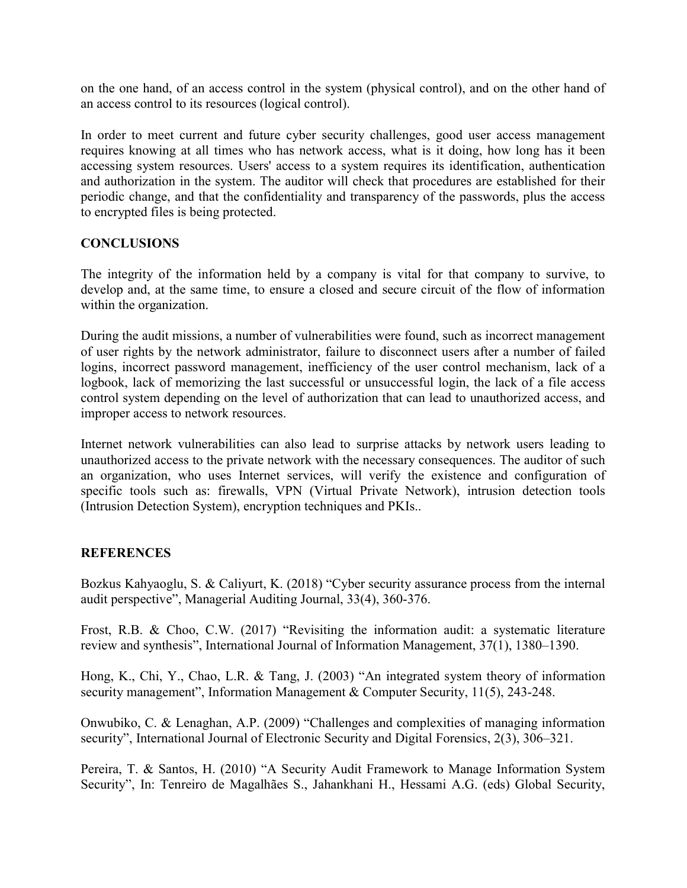on the one hand, of an access control in the system (physical control), and on the other hand of an access control to its resources (logical control).

In order to meet current and future cyber security challenges, good user access management requires knowing at all times who has network access, what is it doing, how long has it been accessing system resources. Users' access to a system requires its identification, authentication and authorization in the system. The auditor will check that procedures are established for their periodic change, and that the confidentiality and transparency of the passwords, plus the access to encrypted files is being protected.

## CONCLUSIONS

The integrity of the information held by a company is vital for that company to survive, to develop and, at the same time, to ensure a closed and secure circuit of the flow of information within the organization.

During the audit missions, a number of vulnerabilities were found, such as incorrect management of user rights by the network administrator, failure to disconnect users after a number of failed logins, incorrect password management, inefficiency of the user control mechanism, lack of a logbook, lack of memorizing the last successful or unsuccessful login, the lack of a file access control system depending on the level of authorization that can lead to unauthorized access, and improper access to network resources.

Internet network vulnerabilities can also lead to surprise attacks by network users leading to unauthorized access to the private network with the necessary consequences. The auditor of such an organization, who uses Internet services, will verify the existence and configuration of specific tools such as: firewalls, VPN (Virtual Private Network), intrusion detection tools (Intrusion Detection System), encryption techniques and PKIs..

## REFERENCES

Bozkus Kahyaoglu, S. & Caliyurt, K. (2018) "Cyber security assurance process from the internal audit perspective", Managerial Auditing Journal, 33(4), 360-376.

Frost, R.B. & Choo, C.W. (2017) "Revisiting the information audit: a systematic literature review and synthesis", International Journal of Information Management, 37(1), 1380–1390.

Hong, K., Chi, Y., Chao, L.R. & Tang, J. (2003) "An integrated system theory of information security management", Information Management & Computer Security, 11(5), 243-248.

Onwubiko, C. & Lenaghan, A.P. (2009) "Challenges and complexities of managing information security", International Journal of Electronic Security and Digital Forensics, 2(3), 306–321.

Pereira, T. & Santos, H. (2010) "A Security Audit Framework to Manage Information System Security", In: Tenreiro de Magalhães S., Jahankhani H., Hessami A.G. (eds) Global Security,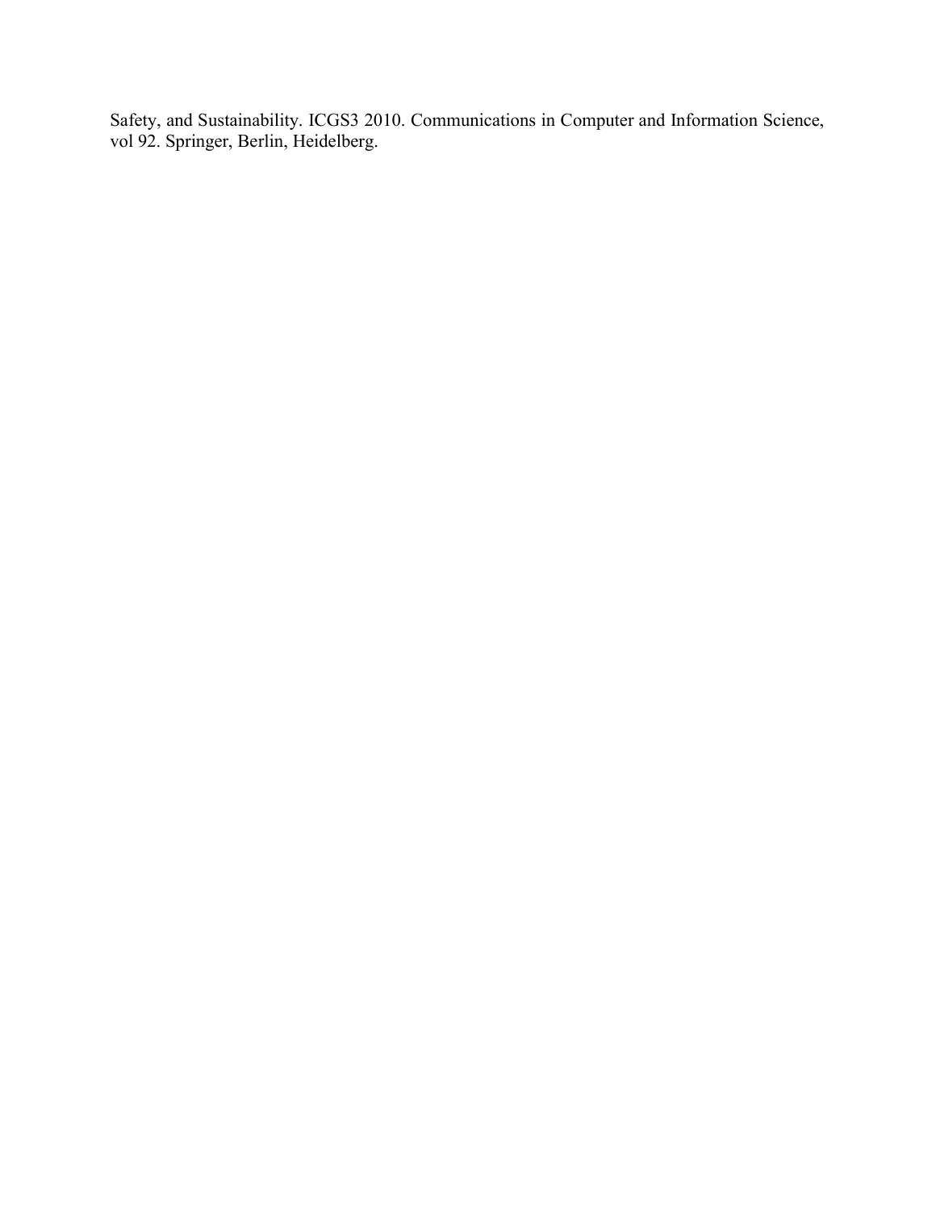Safety, and Sustainability. ICGS3 2010. Communications in Computer and Information Science, vol 92. Springer, Berlin, Heidelberg.